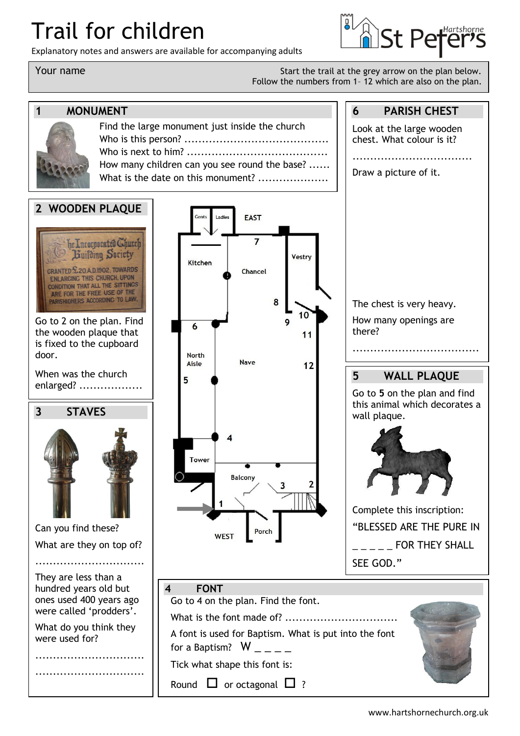# Trail for children

Explanatory notes and answers are available for accompanying adults

Your name

Start the trail at the grey arrow on the plan below.
Follow the numbers from 1– 12 which are also on the plan.

## 1 MONUMENT

Find the large monument just inside the church

Who is this person? ........................................

Who is next to him? .......................................

How many children can you see round the base? ......

What is the date on this monument? ...................

## 2 WOODEN PLAQUE

The Incorporated Church Building Society

GRANTED £20 A.D.1902. TOWARDS ENLARGING THIS CHURCH, UPON CONDITION THAT ALL THE SITTINGS ARE FOR THE FREE USE OF THE PARISHIONERS ACCORDING TO LAW.

Go to 2 on the plan. Find the wooden plaque that is fixed to the cupboard door.

When was the church enlarged? .................

## 3 STAVES

Can you find these?

What are they on top of?

...............................

They are less than a hundred years old but ones used 400 years ago were called 'prodders'.

What do you think they were used for?

...............................

...............................

## 4 FONT

Go to 4 on the plan. Find the font.

What is the font made of? ...............................

A font is used for Baptism. What is put into the font for a Baptism? W _ _ _ _

Tick what shape this font is:

Round ☐ or octagonal ☐ ?

## 5 WALL PLAQUE

Go to **5** on the plan and find this animal which decorates a wall plaque.

Complete this inscription:

"BLESSED ARE THE PURE IN _ _ _ _ _ FOR THEY SHALL SEE GOD."

## 6 PARISH CHEST

Look at the large wooden chest. What colour is it?

.................................

Draw a picture of it.

The chest is very heavy.

How many openings are there?

...................................

Plan labels: Gents, Ladies, EAST, Kitchen, Chancel, Vestry, North Aisle, Nave, Tower, Balcony, Porch, WEST, 1, 2, 3, 4, 5, 6, 7, 8, 9, 10, 11, 12

www.hartshornechurch.org.uk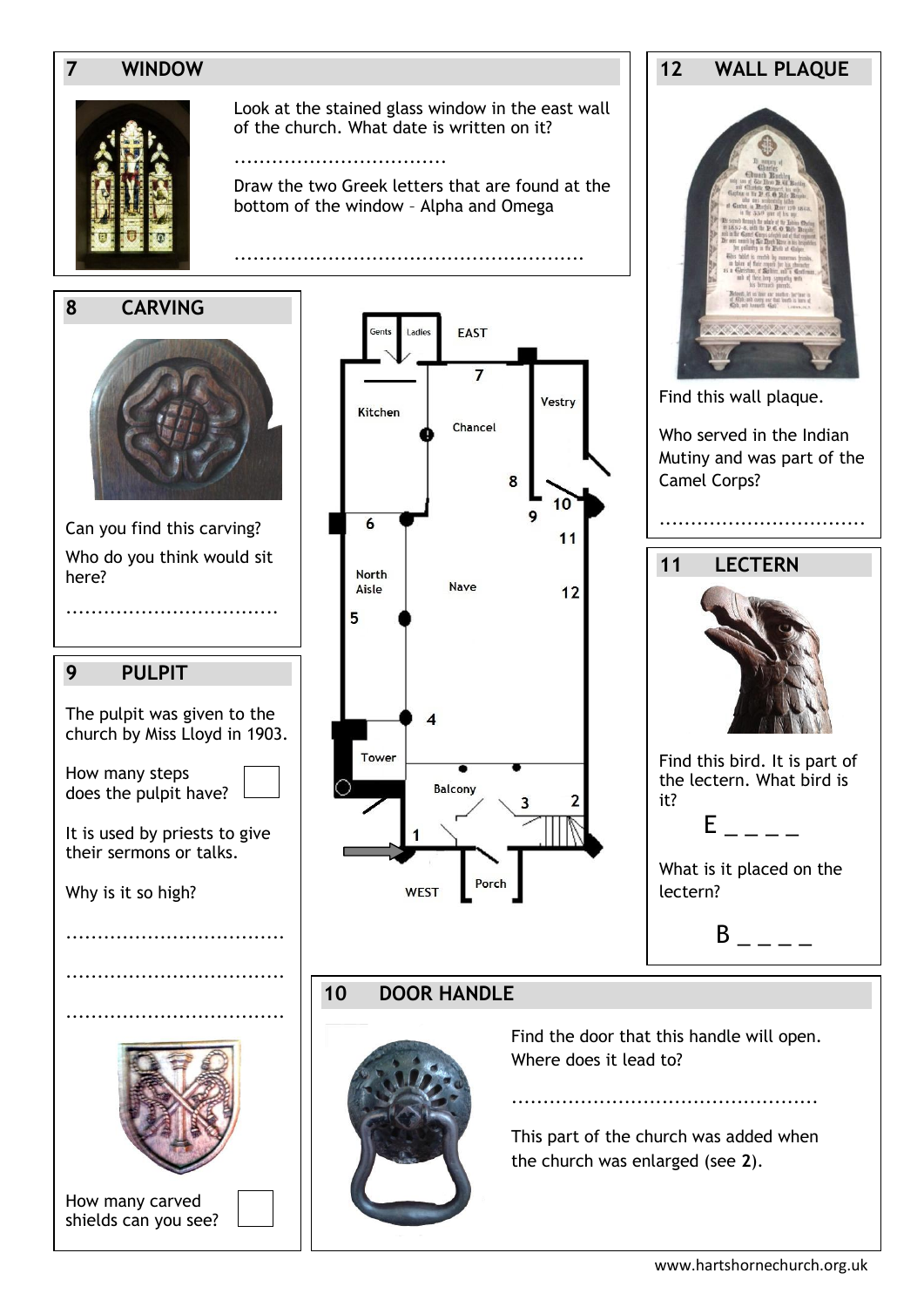## 7 WINDOW

Look at the stained glass window in the east wall of the church. What date is written on it?

..................................

Draw the two Greek letters that are found at the bottom of the window – Alpha and Omega

........................................................

## 12 WALL PLAQUE

Find this wall plaque.

Who served in the Indian Mutiny and was part of the Camel Corps?

..................................

## 8 CARVING

Can you find this carving?

Who do you think would sit here?

..................................

## 11 LECTERN

Find this bird. It is part of the lectern. What bird is it?

E _ _ _ _

What is it placed on the lectern?

B _ _ _ _

## 9 PULPIT

The pulpit was given to the church by Miss Lloyd in 1903.

How many steps does the pulpit have? ☐

It is used by priests to give their sermons or talks.

Why is it so high?

..................................

..................................

..................................

How many carved shields can you see? ☐

## 10 DOOR HANDLE

Find the door that this handle will open. Where does it lead to?

................................................

This part of the church was added when the church was enlarged (see **2**).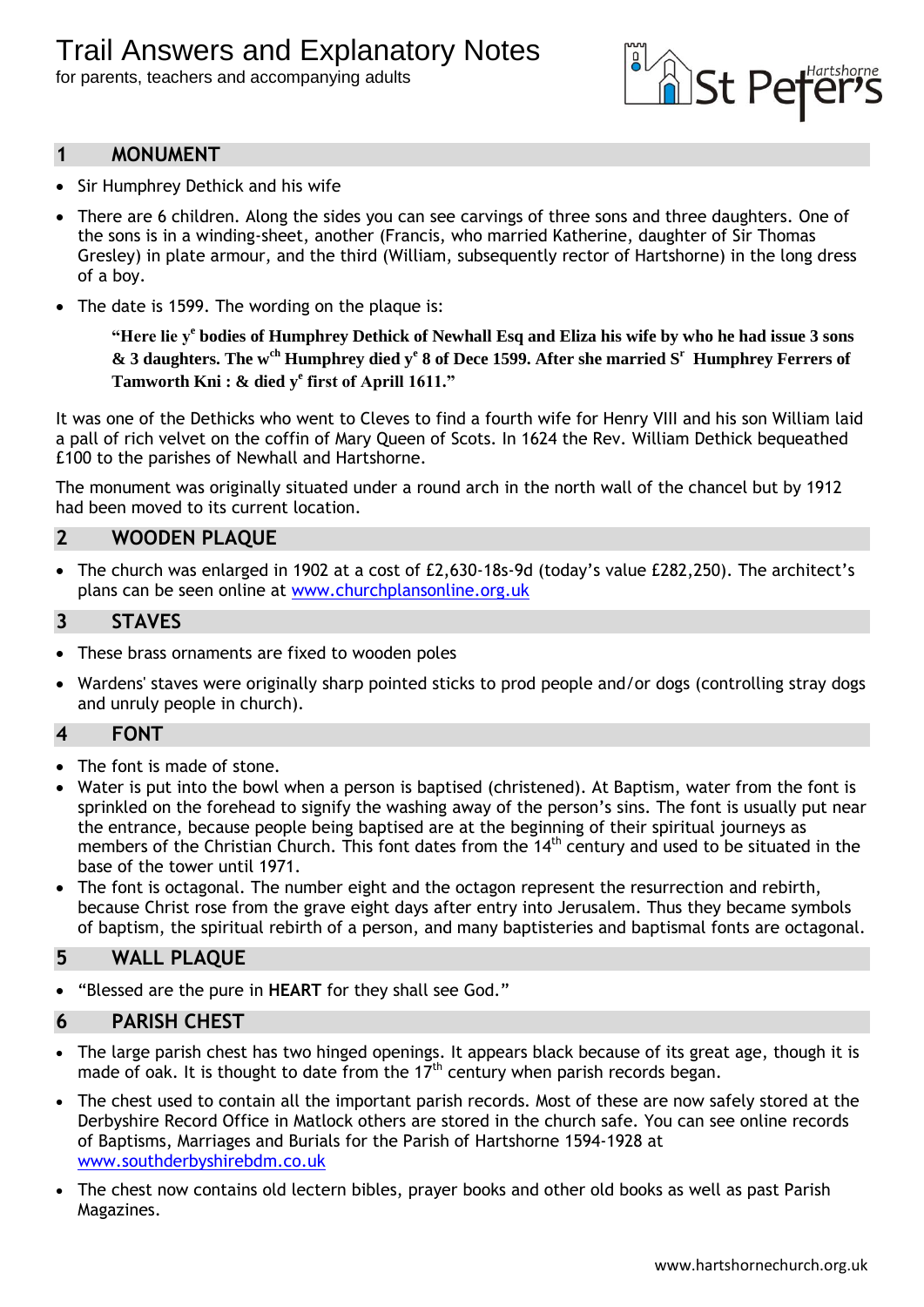# Trail Answers and Explanatory Notes

for parents, teachers and accompanying adults

## 1 MONUMENT

- Sir Humphrey Dethick and his wife
- There are 6 children. Along the sides you can see carvings of three sons and three daughters. One of the sons is in a winding-sheet, another (Francis, who married Katherine, daughter of Sir Thomas Gresley) in plate armour, and the third (William, subsequently rector of Hartshorne) in the long dress of a boy.
- The date is 1599. The wording on the plaque is:

  **"Here lie y^e bodies of Humphrey Dethick of Newhall Esq and Eliza his wife by who he had issue 3 sons & 3 daughters. The w^ch Humphrey died y^e 8 of Dece 1599. After she married S^r Humphrey Ferrers of Tamworth Kni : & died y^e first of Aprill 1611."**

It was one of the Dethicks who went to Cleves to find a fourth wife for Henry VIII and his son William laid a pall of rich velvet on the coffin of Mary Queen of Scots. In 1624 the Rev. William Dethick bequeathed £100 to the parishes of Newhall and Hartshorne.

The monument was originally situated under a round arch in the north wall of the chancel but by 1912 had been moved to its current location.

## 2 WOODEN PLAQUE

- The church was enlarged in 1902 at a cost of £2,630-18s-9d (today's value £282,250). The architect's plans can be seen online at www.churchplansonline.org.uk

## 3 STAVES

- These brass ornaments are fixed to wooden poles
- Wardens' staves were originally sharp pointed sticks to prod people and/or dogs (controlling stray dogs and unruly people in church).

## 4 FONT

- The font is made of stone.
- Water is put into the bowl when a person is baptised (christened). At Baptism, water from the font is sprinkled on the forehead to signify the washing away of the person's sins. The font is usually put near the entrance, because people being baptised are at the beginning of their spiritual journeys as members of the Christian Church. This font dates from the 14th century and used to be situated in the base of the tower until 1971.
- The font is octagonal. The number eight and the octagon represent the resurrection and rebirth, because Christ rose from the grave eight days after entry into Jerusalem. Thus they became symbols of baptism, the spiritual rebirth of a person, and many baptisteries and baptismal fonts are octagonal.

## 5 WALL PLAQUE

- "Blessed are the pure in **HEART** for they shall see God."

## 6 PARISH CHEST

- The large parish chest has two hinged openings. It appears black because of its great age, though it is made of oak. It is thought to date from the 17th century when parish records began.
- The chest used to contain all the important parish records. Most of these are now safely stored at the Derbyshire Record Office in Matlock others are stored in the church safe. You can see online records of Baptisms, Marriages and Burials for the Parish of Hartshorne 1594-1928 at www.southderbyshirebdm.co.uk
- The chest now contains old lectern bibles, prayer books and other old books as well as past Parish Magazines.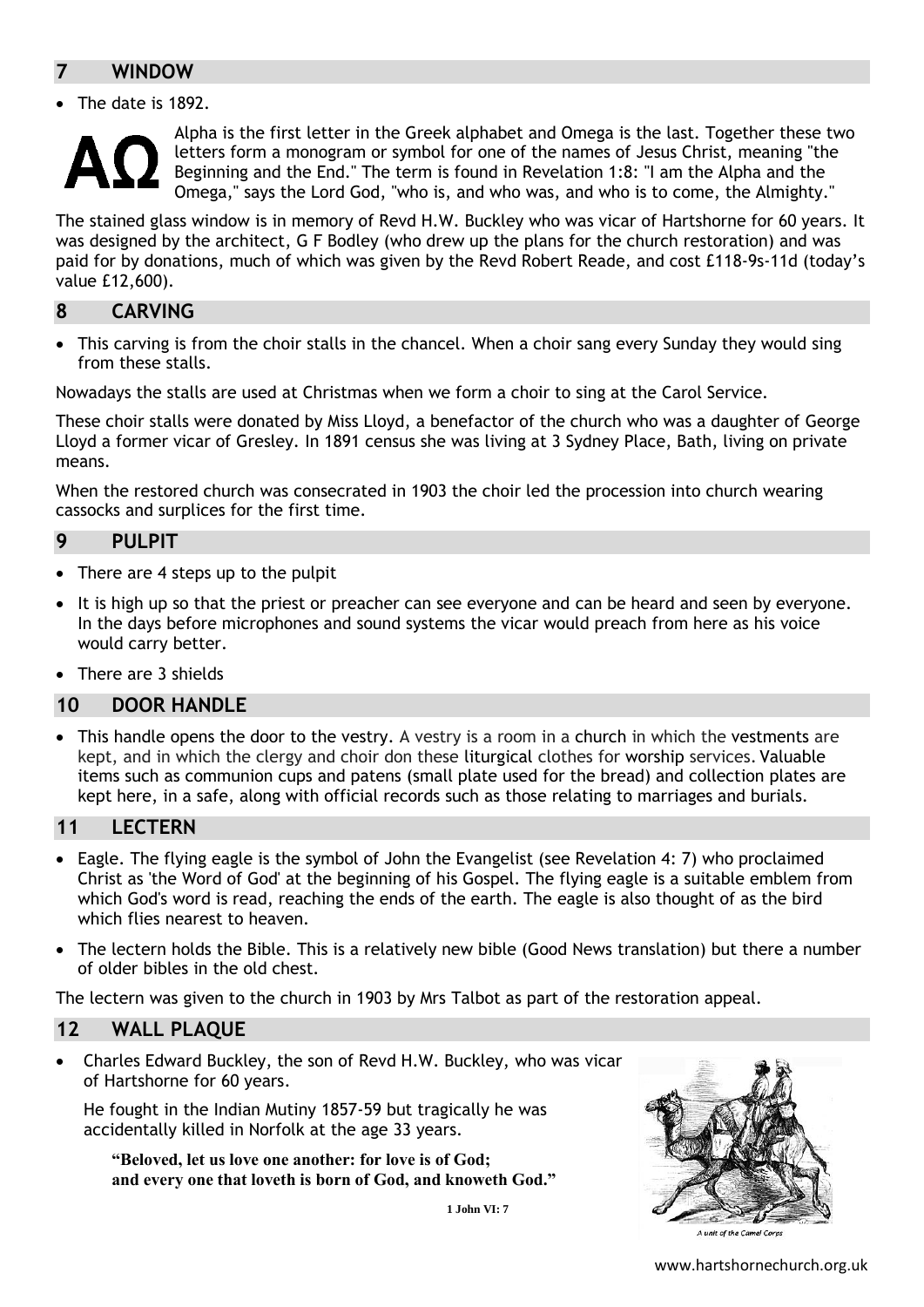## 7 WINDOW

- The date is 1892.

AΩ

Alpha is the first letter in the Greek alphabet and Omega is the last. Together these two letters form a monogram or symbol for one of the names of Jesus Christ, meaning "the Beginning and the End." The term is found in Revelation 1:8: "I am the Alpha and the Omega," says the Lord God, "who is, and who was, and who is to come, the Almighty."

The stained glass window is in memory of Revd H.W. Buckley who was vicar of Hartshorne for 60 years. It was designed by the architect, G F Bodley (who drew up the plans for the church restoration) and was paid for by donations, much of which was given by the Revd Robert Reade, and cost £118-9s-11d (today's value £12,600).

## 8 CARVING

- This carving is from the choir stalls in the chancel. When a choir sang every Sunday they would sing from these stalls.

Nowadays the stalls are used at Christmas when we form a choir to sing at the Carol Service.

These choir stalls were donated by Miss Lloyd, a benefactor of the church who was a daughter of George Lloyd a former vicar of Gresley. In 1891 census she was living at 3 Sydney Place, Bath, living on private means.

When the restored church was consecrated in 1903 the choir led the procession into church wearing cassocks and surplices for the first time.

## 9 PULPIT

- There are 4 steps up to the pulpit
- It is high up so that the priest or preacher can see everyone and can be heard and seen by everyone. In the days before microphones and sound systems the vicar would preach from here as his voice would carry better.
- There are 3 shields

## 10 DOOR HANDLE

- This handle opens the door to the vestry. A vestry is a room in a church in which the vestments are kept, and in which the clergy and choir don these liturgical clothes for worship services. Valuable items such as communion cups and patens (small plate used for the bread) and collection plates are kept here, in a safe, along with official records such as those relating to marriages and burials.

## 11 LECTERN

- Eagle. The flying eagle is the symbol of John the Evangelist (see Revelation 4: 7) who proclaimed Christ as 'the Word of God' at the beginning of his Gospel. The flying eagle is a suitable emblem from which God's word is read, reaching the ends of the earth. The eagle is also thought of as the bird which flies nearest to heaven.
- The lectern holds the Bible. This is a relatively new bible (Good News translation) but there a number of older bibles in the old chest.

The lectern was given to the church in 1903 by Mrs Talbot as part of the restoration appeal.

## 12 WALL PLAQUE

- Charles Edward Buckley, the son of Revd H.W. Buckley, who was vicar of Hartshorne for 60 years.

  He fought in the Indian Mutiny 1857-59 but tragically he was accidentally killed in Norfolk at the age 33 years.

  **"Beloved, let us love one another: for love is of God; and every one that loveth is born of God, and knoweth God."**

  **1 John VI: 7**

*A unit of the Camel Corps*